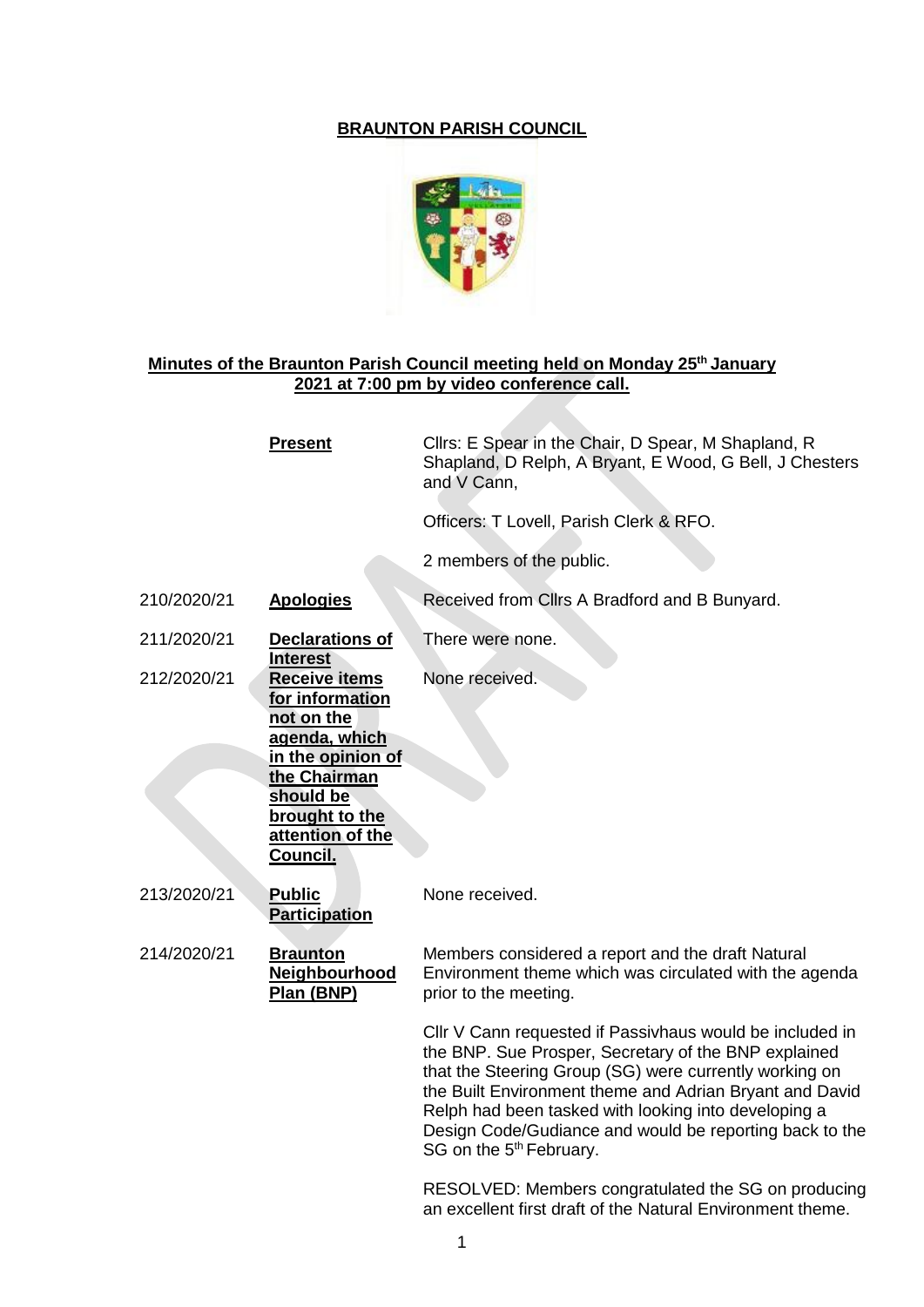# BRAUNTON PARISH COUNCIL

## Minutes of the Braunton Parish Council meeting held on Monday 25th January 2021 at 7:00 pm by video conference call.

| | | |
|---|---|---|
| | **Present** | Cllrs: E Spear in the Chair, D Spear, M Shapland, R Shapland, D Relph, A Bryant, E Wood, G Bell, J Chesters and V Cann,<br><br>Officers: T Lovell, Parish Clerk & RFO.<br><br>2 members of the public. |
| 210/2020/21 | **Apologies** | Received from Cllrs A Bradford and B Bunyard. |
| 211/2020/21 | **Declarations of Interest** | There were none. |
| 212/2020/21 | **Receive items for information not on the agenda, which in the opinion of the Chairman should be brought to the attention of the Council.** | None received. |
| 213/2020/21 | **Public Participation** | None received. |
| 214/2020/21 | **Braunton Neighbourhood Plan (BNP)** | Members considered a report and the draft Natural Environment theme which was circulated with the agenda prior to the meeting.<br><br>Cllr V Cann requested if Passivhaus would be included in the BNP. Sue Prosper, Secretary of the BNP explained that the Steering Group (SG) were currently working on the Built Environment theme and Adrian Bryant and David Relph had been tasked with looking into developing a Design Code/Gudiance and would be reporting back to the SG on the 5th February.<br><br>RESOLVED: Members congratulated the SG on producing an excellent first draft of the Natural Environment theme. |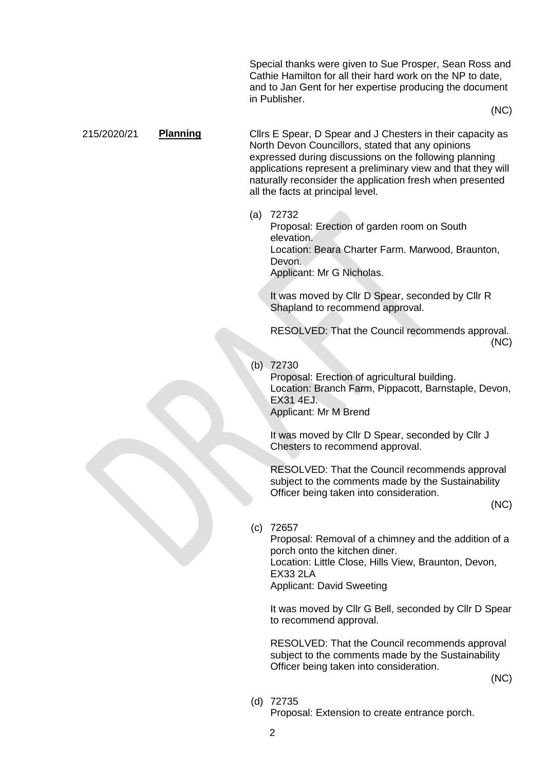Special thanks were given to Sue Prosper, Sean Ross and Cathie Hamilton for all their hard work on the NP to date, and to Jan Gent for her expertise producing the document in Publisher.

(NC)

215/2020/21 **Planning**

Cllrs E Spear, D Spear and J Chesters in their capacity as North Devon Councillors, stated that any opinions expressed during discussions on the following planning applications represent a preliminary view and that they will naturally reconsider the application fresh when presented all the facts at principal level.

(a) 72732
Proposal: Erection of garden room on South elevation.
Location: Beara Charter Farm. Marwood, Braunton, Devon.
Applicant: Mr G Nicholas.

It was moved by Cllr D Spear, seconded by Cllr R Shapland to recommend approval.

RESOLVED: That the Council recommends approval.

(NC)

(b) 72730
Proposal: Erection of agricultural building.
Location: Branch Farm, Pippacott, Barnstaple, Devon, EX31 4EJ.
Applicant: Mr M Brend

It was moved by Cllr D Spear, seconded by Cllr J Chesters to recommend approval.

RESOLVED: That the Council recommends approval subject to the comments made by the Sustainability Officer being taken into consideration.

(NC)

(c) 72657
Proposal: Removal of a chimney and the addition of a porch onto the kitchen diner.
Location: Little Close, Hills View, Braunton, Devon, EX33 2LA
Applicant: David Sweeting

It was moved by Cllr G Bell, seconded by Cllr D Spear to recommend approval.

RESOLVED: That the Council recommends approval subject to the comments made by the Sustainability Officer being taken into consideration.

(NC)

(d) 72735
Proposal: Extension to create entrance porch.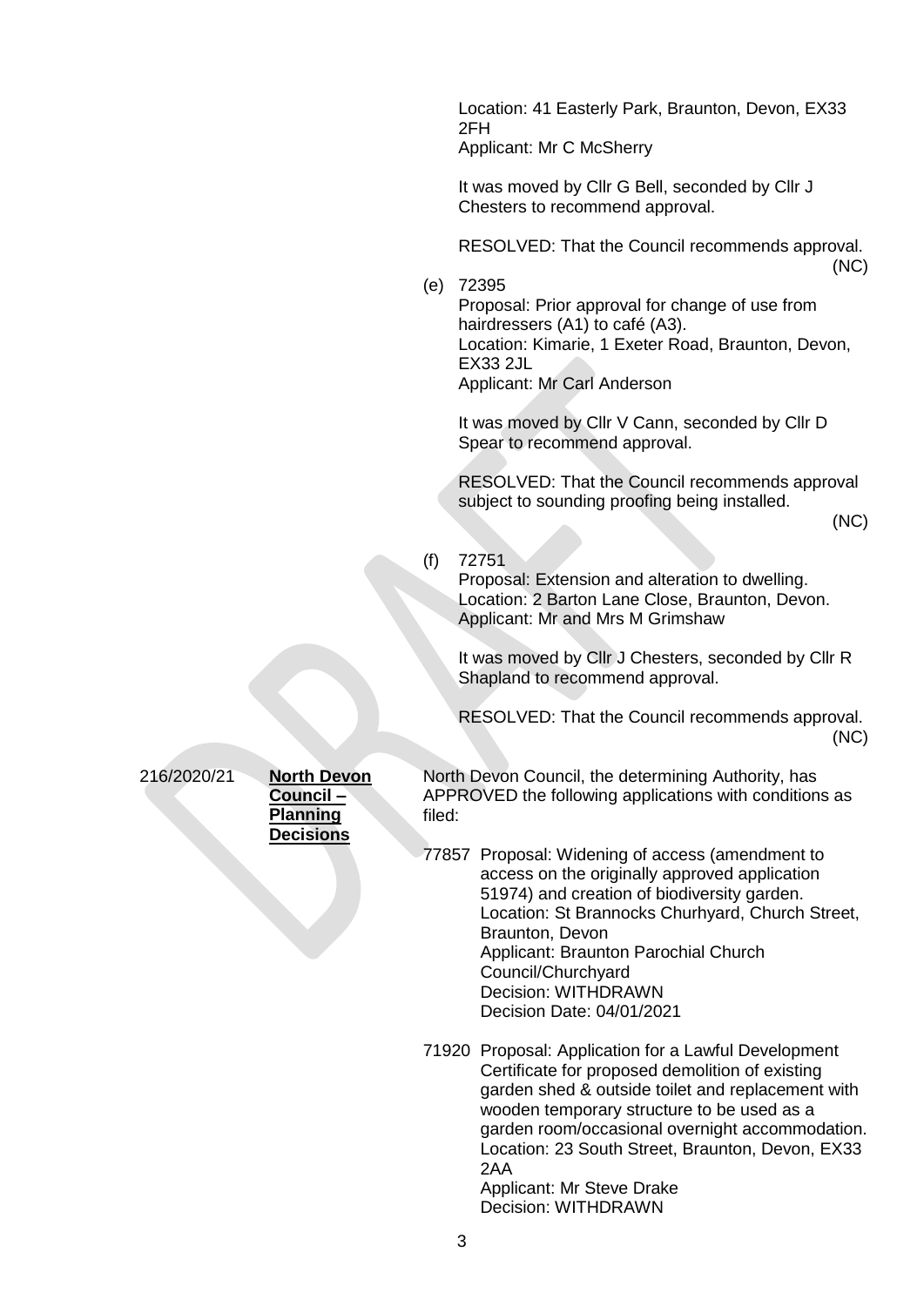Location: 41 Easterly Park, Braunton, Devon, EX33 2FH
Applicant: Mr C McSherry

It was moved by Cllr G Bell, seconded by Cllr J Chesters to recommend approval.

RESOLVED: That the Council recommends approval. (NC)

(e) 72395
Proposal: Prior approval for change of use from hairdressers (A1) to café (A3).
Location: Kimarie, 1 Exeter Road, Braunton, Devon, EX33 2JL
Applicant: Mr Carl Anderson

It was moved by Cllr V Cann, seconded by Cllr D Spear to recommend approval.

RESOLVED: That the Council recommends approval subject to sounding proofing being installed. (NC)

(f) 72751
Proposal: Extension and alteration to dwelling.
Location: 2 Barton Lane Close, Braunton, Devon.
Applicant: Mr and Mrs M Grimshaw

It was moved by Cllr J Chesters, seconded by Cllr R Shapland to recommend approval.

RESOLVED: That the Council recommends approval. (NC)

216/2020/21 **North Devon Council – Planning Decisions**

North Devon Council, the determining Authority, has APPROVED the following applications with conditions as filed:

77857 Proposal: Widening of access (amendment to access on the originally approved application 51974) and creation of biodiversity garden.
Location: St Brannocks Churhyard, Church Street, Braunton, Devon
Applicant: Braunton Parochial Church Council/Churchyard
Decision: WITHDRAWN
Decision Date: 04/01/2021

71920 Proposal: Application for a Lawful Development Certificate for proposed demolition of existing garden shed & outside toilet and replacement with wooden temporary structure to be used as a garden room/occasional overnight accommodation.
Location: 23 South Street, Braunton, Devon, EX33 2AA
Applicant: Mr Steve Drake
Decision: WITHDRAWN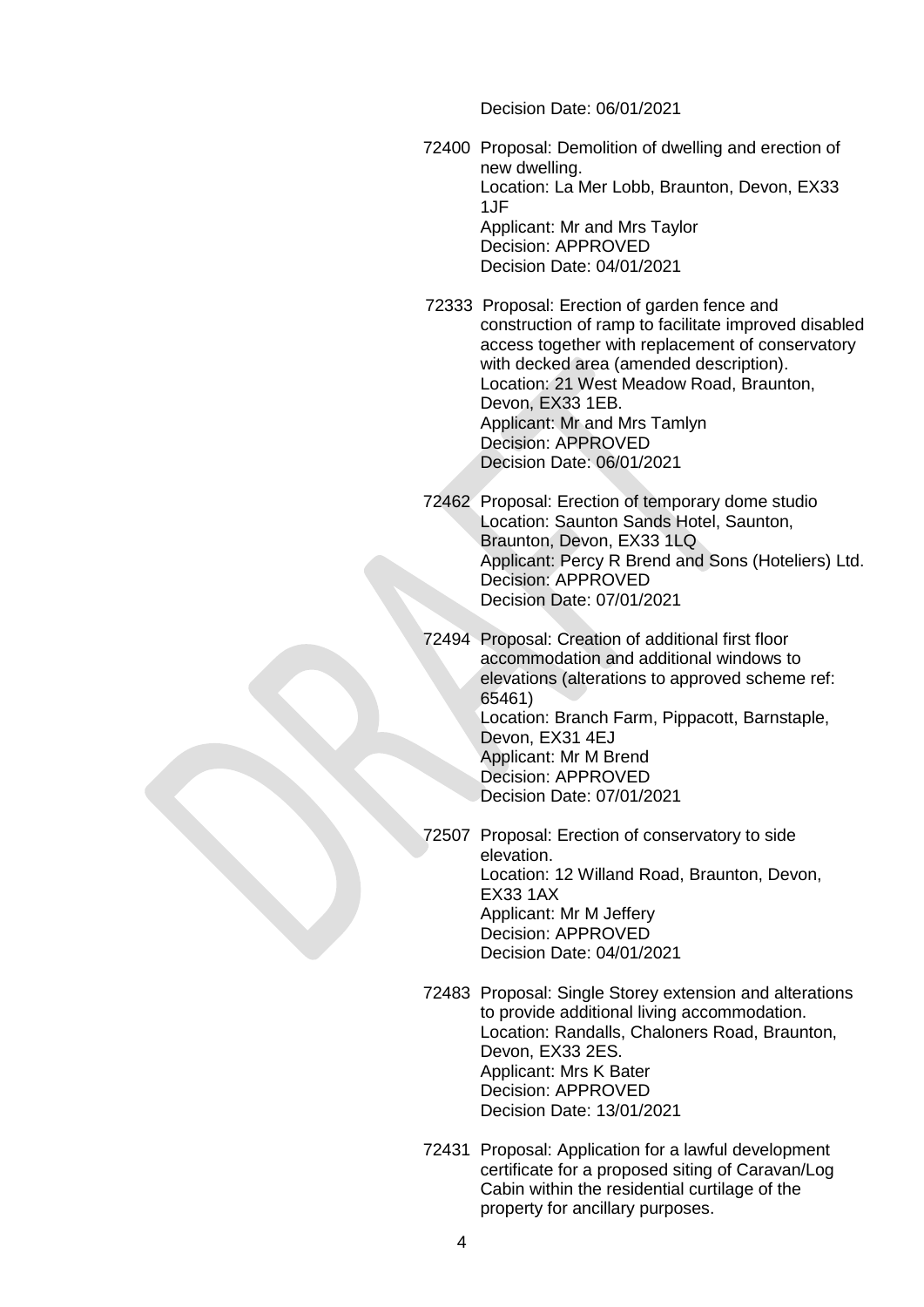Decision Date: 06/01/2021

72400 Proposal: Demolition of dwelling and erection of new dwelling.
Location: La Mer Lobb, Braunton, Devon, EX33 1JF
Applicant: Mr and Mrs Taylor
Decision: APPROVED
Decision Date: 04/01/2021

72333 Proposal: Erection of garden fence and construction of ramp to facilitate improved disabled access together with replacement of conservatory with decked area (amended description).
Location: 21 West Meadow Road, Braunton, Devon, EX33 1EB.
Applicant: Mr and Mrs Tamlyn
Decision: APPROVED
Decision Date: 06/01/2021

72462 Proposal: Erection of temporary dome studio
Location: Saunton Sands Hotel, Saunton, Braunton, Devon, EX33 1LQ
Applicant: Percy R Brend and Sons (Hoteliers) Ltd.
Decision: APPROVED
Decision Date: 07/01/2021

72494 Proposal: Creation of additional first floor accommodation and additional windows to elevations (alterations to approved scheme ref: 65461)
Location: Branch Farm, Pippacott, Barnstaple, Devon, EX31 4EJ
Applicant: Mr M Brend
Decision: APPROVED
Decision Date: 07/01/2021

72507 Proposal: Erection of conservatory to side elevation.
Location: 12 Willand Road, Braunton, Devon, EX33 1AX
Applicant: Mr M Jeffery
Decision: APPROVED
Decision Date: 04/01/2021

72483 Proposal: Single Storey extension and alterations to provide additional living accommodation.
Location: Randalls, Chaloners Road, Braunton, Devon, EX33 2ES.
Applicant: Mrs K Bater
Decision: APPROVED
Decision Date: 13/01/2021

72431 Proposal: Application for a lawful development certificate for a proposed siting of Caravan/Log Cabin within the residential curtilage of the property for ancillary purposes.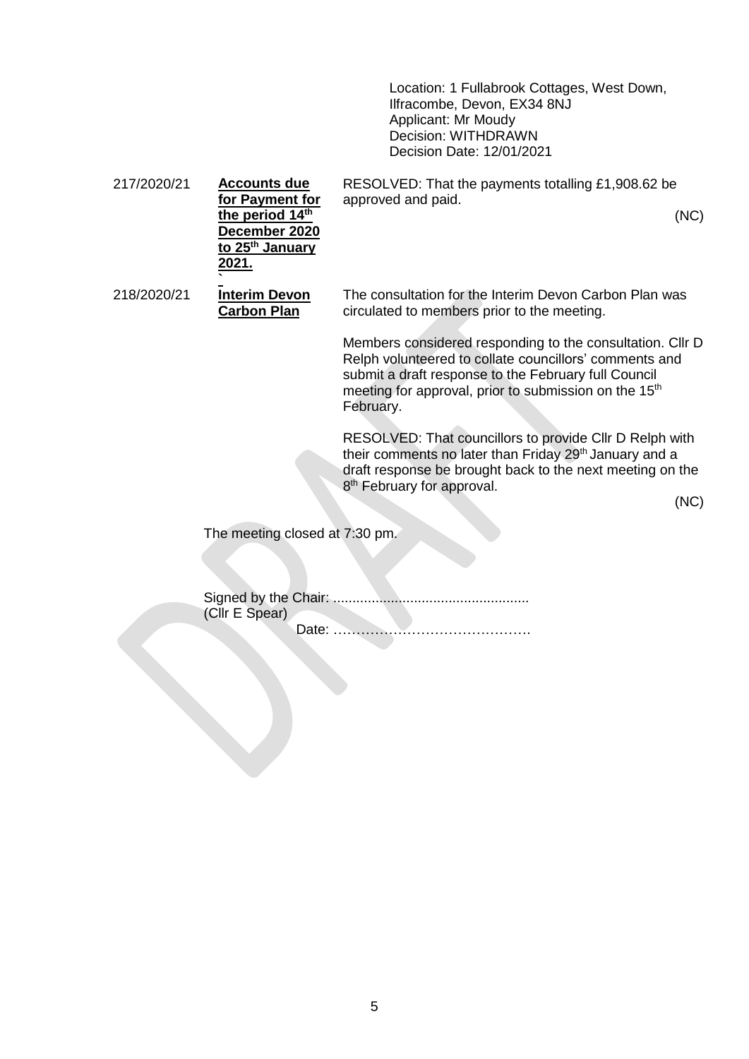| | | |
|---|---|---|
| | | Location: 1 Fullabrook Cottages, West Down, Ilfracombe, Devon, EX34 8NJ<br>Applicant: Mr Moudy<br>Decision: WITHDRAWN<br>Decision Date: 12/01/2021 |
| 217/2020/21 | **Accounts due for Payment for the period 14th December 2020 to 25th January 2021.** | RESOLVED: That the payments totalling £1,908.62 be approved and paid.<br>(NC) |
| 218/2020/21 | **Interim Devon Carbon Plan** | The consultation for the Interim Devon Carbon Plan was circulated to members prior to the meeting.<br><br>Members considered responding to the consultation. Cllr D Relph volunteered to collate councillors' comments and submit a draft response to the February full Council meeting for approval, prior to submission on the 15th February.<br><br>RESOLVED: That councillors to provide Cllr D Relph with their comments no later than Friday 29th January and a draft response be brought back to the next meeting on the 8th February for approval.<br>(NC) |

The meeting closed at 7:30 pm.

Signed by the Chair: ..................................................
(Cllr E Spear)

Date: …………………………………….